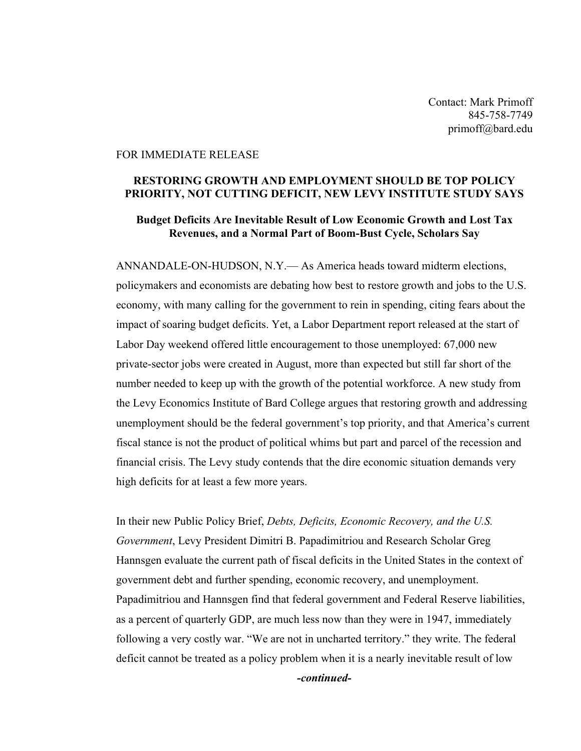Contact: Mark Primoff
845-758-7749
primoff@bard.edu

FOR IMMEDIATE RELEASE

**RESTORING GROWTH AND EMPLOYMENT SHOULD BE TOP POLICY PRIORITY, NOT CUTTING DEFICIT, NEW LEVY INSTITUTE STUDY SAYS**

**Budget Deficits Are Inevitable Result of Low Economic Growth and Lost Tax Revenues, and a Normal Part of Boom-Bust Cycle, Scholars Say**

ANNANDALE-ON-HUDSON, N.Y.— As America heads toward midterm elections, policymakers and economists are debating how best to restore growth and jobs to the U.S. economy, with many calling for the government to rein in spending, citing fears about the impact of soaring budget deficits. Yet, a Labor Department report released at the start of Labor Day weekend offered little encouragement to those unemployed: 67,000 new private-sector jobs were created in August, more than expected but still far short of the number needed to keep up with the growth of the potential workforce. A new study from the Levy Economics Institute of Bard College argues that restoring growth and addressing unemployment should be the federal government's top priority, and that America's current fiscal stance is not the product of political whims but part and parcel of the recession and financial crisis. The Levy study contends that the dire economic situation demands very high deficits for at least a few more years.

In their new Public Policy Brief, *Debts, Deficits, Economic Recovery, and the U.S. Government*, Levy President Dimitri B. Papadimitriou and Research Scholar Greg Hannsgen evaluate the current path of fiscal deficits in the United States in the context of government debt and further spending, economic recovery, and unemployment. Papadimitriou and Hannsgen find that federal government and Federal Reserve liabilities, as a percent of quarterly GDP, are much less now than they were in 1947, immediately following a very costly war. "We are not in uncharted territory." they write. The federal deficit cannot be treated as a policy problem when it is a nearly inevitable result of low

***-continued-***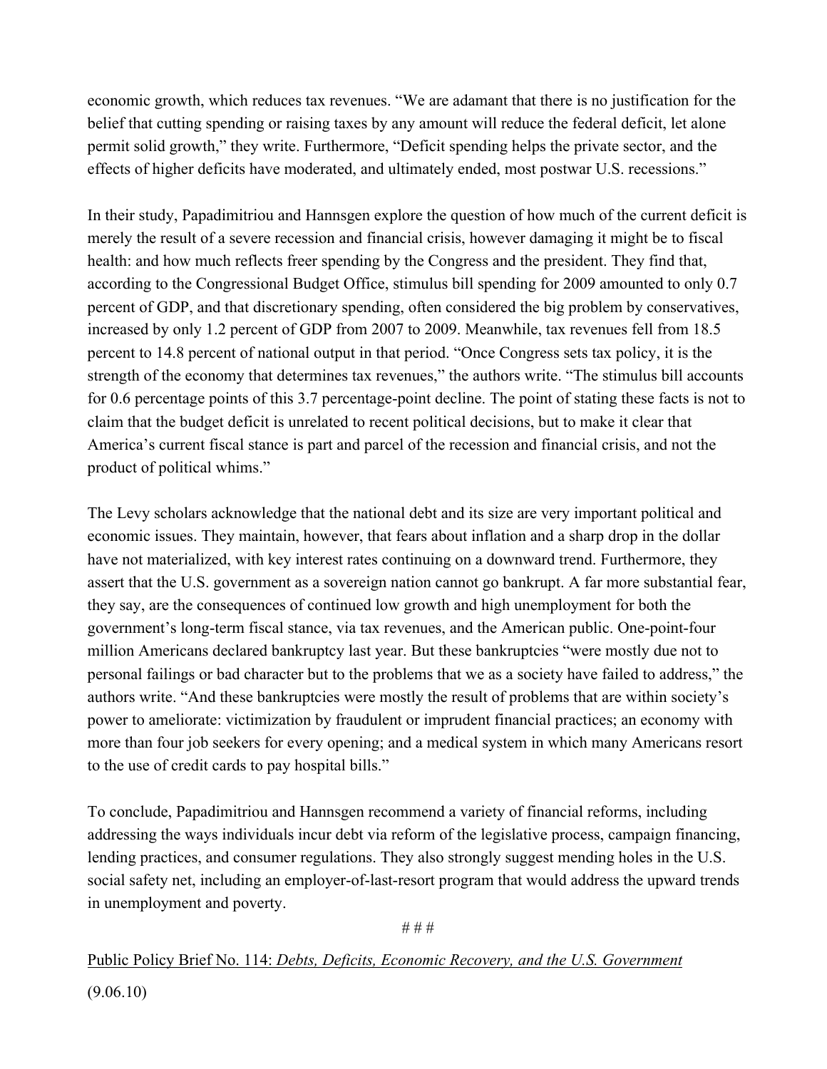economic growth, which reduces tax revenues. "We are adamant that there is no justification for the belief that cutting spending or raising taxes by any amount will reduce the federal deficit, let alone permit solid growth," they write. Furthermore, "Deficit spending helps the private sector, and the effects of higher deficits have moderated, and ultimately ended, most postwar U.S. recessions."

In their study, Papadimitriou and Hannsgen explore the question of how much of the current deficit is merely the result of a severe recession and financial crisis, however damaging it might be to fiscal health: and how much reflects freer spending by the Congress and the president. They find that, according to the Congressional Budget Office, stimulus bill spending for 2009 amounted to only 0.7 percent of GDP, and that discretionary spending, often considered the big problem by conservatives, increased by only 1.2 percent of GDP from 2007 to 2009. Meanwhile, tax revenues fell from 18.5 percent to 14.8 percent of national output in that period. "Once Congress sets tax policy, it is the strength of the economy that determines tax revenues," the authors write. "The stimulus bill accounts for 0.6 percentage points of this 3.7 percentage-point decline. The point of stating these facts is not to claim that the budget deficit is unrelated to recent political decisions, but to make it clear that America's current fiscal stance is part and parcel of the recession and financial crisis, and not the product of political whims."

The Levy scholars acknowledge that the national debt and its size are very important political and economic issues. They maintain, however, that fears about inflation and a sharp drop in the dollar have not materialized, with key interest rates continuing on a downward trend. Furthermore, they assert that the U.S. government as a sovereign nation cannot go bankrupt. A far more substantial fear, they say, are the consequences of continued low growth and high unemployment for both the government's long-term fiscal stance, via tax revenues, and the American public. One-point-four million Americans declared bankruptcy last year. But these bankruptcies "were mostly due not to personal failings or bad character but to the problems that we as a society have failed to address," the authors write. "And these bankruptcies were mostly the result of problems that are within society's power to ameliorate: victimization by fraudulent or imprudent financial practices; an economy with more than four job seekers for every opening; and a medical system in which many Americans resort to the use of credit cards to pay hospital bills."

To conclude, Papadimitriou and Hannsgen recommend a variety of financial reforms, including addressing the ways individuals incur debt via reform of the legislative process, campaign financing, lending practices, and consumer regulations. They also strongly suggest mending holes in the U.S. social safety net, including an employer-of-last-resort program that would address the upward trends in unemployment and poverty.

# # #

Public Policy Brief No. 114: *Debts, Deficits, Economic Recovery, and the U.S. Government*

(9.06.10)